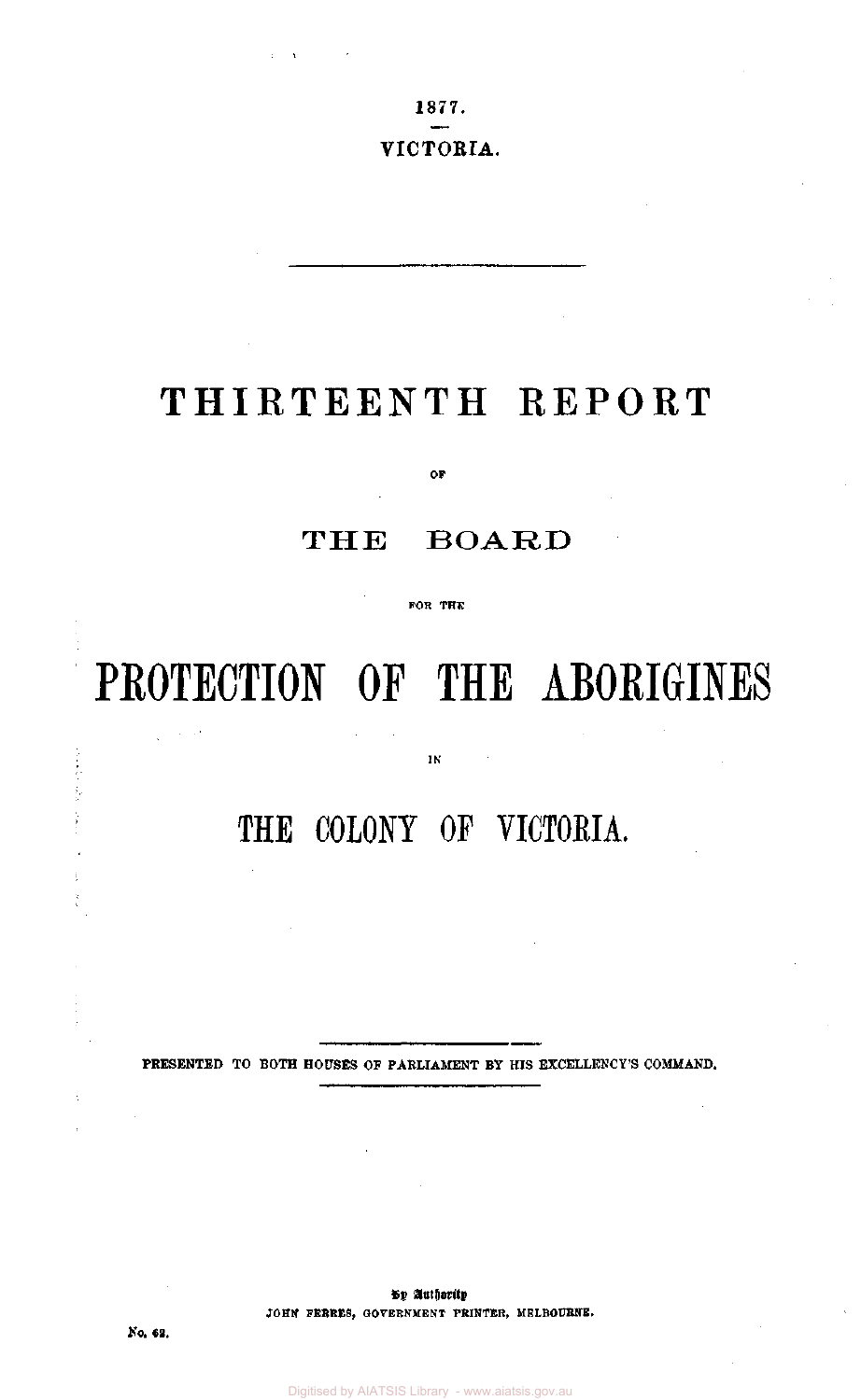1877.

VICTORIA.

# THIRTEENTH REPORT

OF

## THE BOARD

FOR THE

# PROTECTION OF THE ABORIGINES

IN

## THE COLONY OF VICTORIA.

PRESENTED TO BOTH HOUSES OF PARLIAMENT BY HIS EXCELLENCY'S COMMAND.

By Authority:
JOHN FERRES, GOVERNMENT PRINTER, MELBOURNE.

No. 62.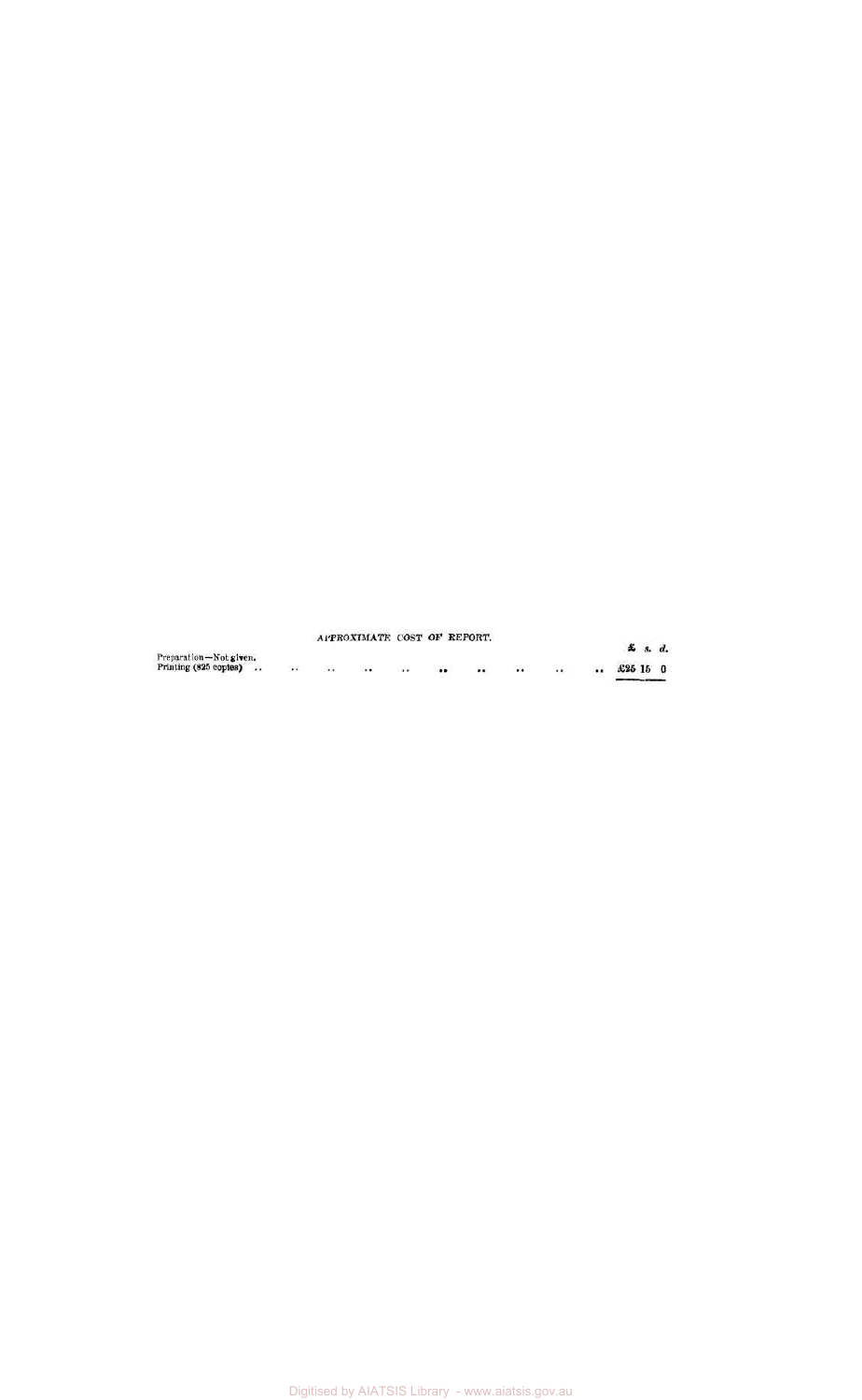APPROXIMATE COST OF REPORT.

| | £ s. d. |
|---|---|
| Preparation—Not given. | |
| Printing (825 copies) .. .. .. .. .. .. .. .. .. .. | £25 15 0 |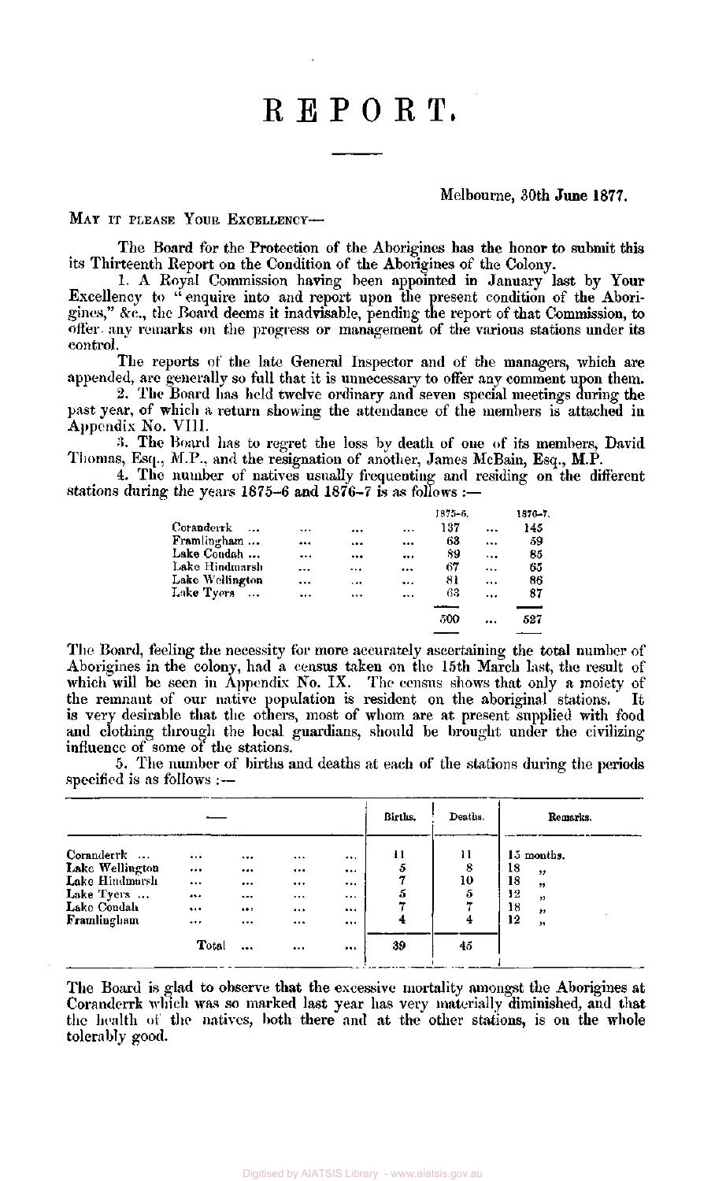# REPORT.

Melbourne, 30th June 1877.

MAY IT PLEASE YOUR EXCELLENCY—

The Board for the Protection of the Aborigines has the honor to submit this its Thirteenth Report on the Condition of the Aborigines of the Colony.

1. A Royal Commission having been appointed in January last by Your Excellency to "enquire into and report upon the present condition of the Aborigines," &c., the Board deems it inadvisable, pending the report of that Commission, to offer any remarks on the progress or management of the various stations under its control.

The reports of the late General Inspector and of the managers, which are appended, are generally so full that it is unnecessary to offer any comment upon them.

2. The Board has held twelve ordinary and seven special meetings during the past year, of which a return showing the attendance of the members is attached in Appendix No. VIII.

3. The Board has to regret the loss by death of one of its members, David Thomas, Esq., M.P., and the resignation of another, James McBain, Esq., M.P.

4. The number of natives usually frequenting and residing on the different stations during the years 1875–6 and 1876–7 is as follows :—

| | 1875–6. | 1876–7. |
|---|---|---|
| Coranderrk ... | 137 | 145 |
| Framlingham ... | 63 | 59 |
| Lake Condah ... | 89 | 85 |
| Lake Hindmarsh | 67 | 65 |
| Lake Wellington | 81 | 86 |
| Lake Tyers ... | 63 | 87 |
| | 500 | 527 |

The Board, feeling the necessity for more accurately ascertaining the total number of Aborigines in the colony, had a census taken on the 15th March last, the result of which will be seen in Appendix No. IX. The census shows that only a moiety of the remnant of our native population is resident on the aboriginal stations. It is very desirable that the others, most of whom are at present supplied with food and clothing through the local guardians, should be brought under the civilizing influence of some of the stations.

5. The number of births and deaths at each of the stations during the periods specified is as follows :—

| — | Births. | Deaths. | Remarks. |
|---|---|---|---|
| Coranderrk ... | 11 | 11 | 15 months. |
| Lake Wellington | 5 | 8 | 18 „ |
| Lake Hindmarsh | 7 | 10 | 18 „ |
| Lake Tyers ... | 5 | 5 | 12 „ |
| Lake Condah | 7 | 7 | 18 „ |
| Framlingham | 4 | 4 | 12 „ |
| Total ... | 39 | 45 | |

The Board is glad to observe that the excessive mortality amongst the Aborigines at Coranderrk which was so marked last year has very materially diminished, and that the health of the natives, both there and at the other stations, is on the whole tolerably good.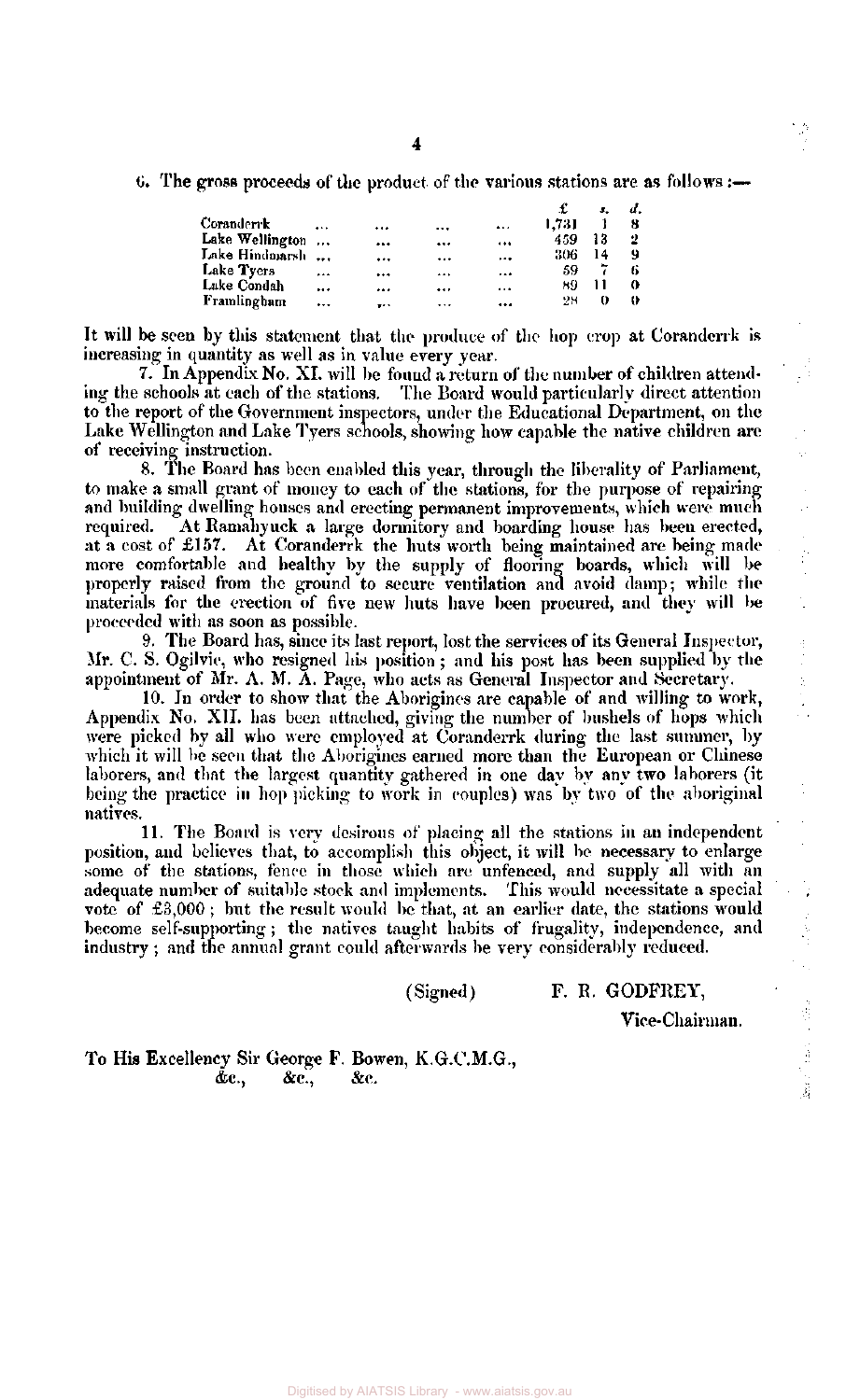6. The gross proceeds of the product of the various stations are as follows:—

| | £ | s. | d. |
|---|---|---|---|
| Coranderrk ... ... ... ... | 1,731 | 1 | 8 |
| Lake Wellington ... ... ... ... | 459 | 13 | 2 |
| Lake Hindmarsh ... ... ... ... | 306 | 14 | 9 |
| Lake Tyers ... ... ... ... | 59 | 7 | 6 |
| Lake Condah ... ... ... ... | 89 | 11 | 0 |
| Framlingham ... ... ... ... | 28 | 0 | 0 |

It will be seen by this statement that the produce of the hop crop at Coranderrk is increasing in quantity as well as in value every year.

7. In Appendix No. XI. will be found a return of the number of children attending the schools at each of the stations. The Board would particularly direct attention to the report of the Government inspectors, under the Educational Department, on the Lake Wellington and Lake Tyers schools, showing how capable the native children are of receiving instruction.

8. The Board has been enabled this year, through the liberality of Parliament, to make a small grant of money to each of the stations, for the purpose of repairing and building dwelling houses and erecting permanent improvements, which were much required. At Ramahyuck a large dormitory and boarding house has been erected, at a cost of £157. At Coranderrk the huts worth being maintained are being made more comfortable and healthy by the supply of flooring boards, which will be properly raised from the ground to secure ventilation and avoid damp; while the materials for the erection of five new huts have been procured, and they will be proceeded with as soon as possible.

9. The Board has, since its last report, lost the services of its General Inspector, Mr. C. S. Ogilvie, who resigned his position; and his post has been supplied by the appointment of Mr. A. M. A. Page, who acts as General Inspector and Secretary.

10. In order to show that the Aborigines are capable of and willing to work, Appendix No. XII. has been attached, giving the number of bushels of hops which were picked by all who were employed at Coranderrk during the last summer, by which it will be seen that the Aborigines earned more than the European or Chinese laborers, and that the largest quantity gathered in one day by any two laborers (it being the practice in hop picking to work in couples) was by two of the aboriginal natives.

11. The Board is very desirous of placing all the stations in an independent position, and believes that, to accomplish this object, it will be necessary to enlarge some of the stations, fence in those which are unfenced, and supply all with an adequate number of suitable stock and implements. This would necessitate a special vote of £3,000; but the result would be that, at an earlier date, the stations would become self-supporting; the natives taught habits of frugality, independence, and industry; and the annual grant could afterwards be very considerably reduced.

(Signed) F. R. GODFREY,

Vice-Chairman.

To His Excellency Sir George F. Bowen, K.G.C.M.G.,
&c., &c., &c.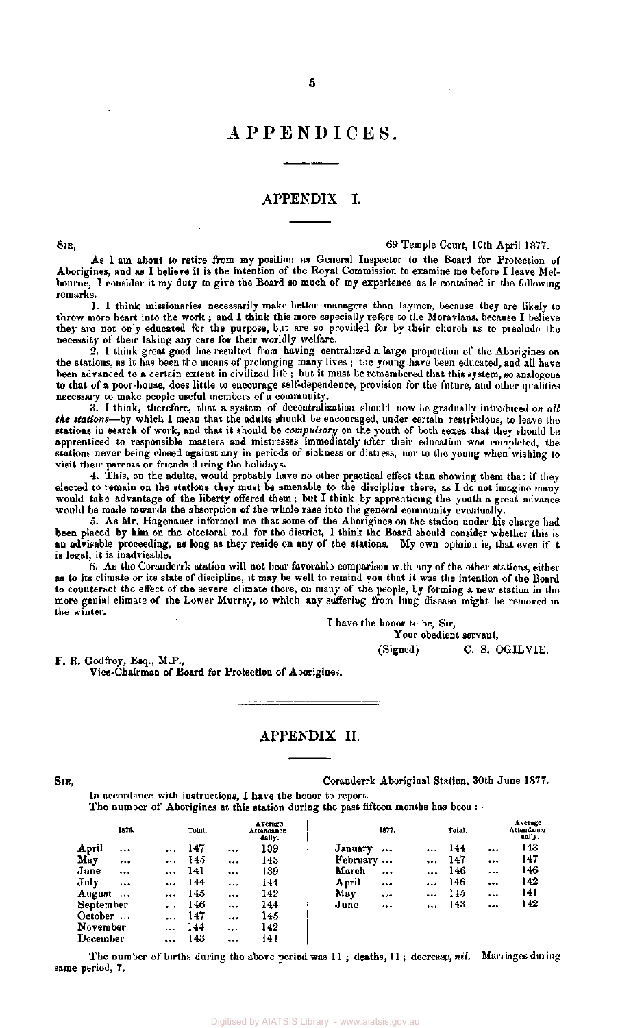# APPENDICES.

## APPENDIX I.

SIR, 69 Temple Court, 10th April 1877.

As I am about to retire from my position as General Inspector to the Board for Protection of Aborigines, and as I believe it is the intention of the Royal Commission to examine me before I leave Melbourne, I consider it my duty to give the Board so much of my experience as is contained in the following remarks.

1. I think missionaries necessarily make better managers than laymen, because they are likely to throw more heart into the work; and I think this more especially refers to the Moravians, because I believe they are not only educated for the purpose, but are so provided for by their church as to preclude the necessity of their taking any care for their worldly welfare.

2. I think great good has resulted from having centralized a large proportion of the Aborigines on the stations, as it has been the means of prolonging many lives; the young have been educated, and all have been advanced to a certain extent in civilized life; but it must be remembered that this system, so analogous to that of a poor-house, does little to encourage self-dependence, provision for the future, and other qualities necessary to make people useful members of a community.

3. I think, therefore, that a system of decentralization should now be gradually introduced *on all the stations*—by which I mean that the adults should be encouraged, under certain restrictions, to leave the stations in search of work, and that it should be *compulsory* on the youth of both sexes that they should be apprenticed to responsible masters and mistresses immediately after their education was completed, the stations never being closed against any in periods of sickness or distress, nor to the young when wishing to visit their parents or friends during the holidays.

4. This, on the adults, would probably have no other practical effect than showing them that if they elected to remain on the stations they must be amenable to the discipline there, as I do not imagine many would take advantage of the liberty offered them; but I think by apprenticing the youth a great advance would be made towards the absorption of the whole race into the general community eventually.

5. As Mr. Hagenauer informed me that some of the Aborigines on the station under his charge had been placed by him on the electoral roll for the district, I think the Board should consider whether this is an advisable proceeding, as long as they reside on any of the stations. My own opinion is, that even if it is legal, it is inadvisable.

6. As the Coranderrk station will not bear favorable comparison with any of the other stations, either as to its climate or its state of discipline, it may be well to remind you that it was the intention of the Board to counteract the effect of the severe climate there, on many of the people, by forming a new station in the more genial climate of the Lower Murray, to which any suffering from lung disease might be removed in the winter.

I have the honor to be, Sir,
Your obedient servant,
(Signed) C. S. OGILVIE.

F. R. Godfrey, Esq., M.P.,
Vice-Chairman of Board for Protection of Aborigines.

## APPENDIX II.

SIR, Coranderrk Aboriginal Station, 30th June 1877.

In accordance with instructions, I have the honor to report.

The number of Aborigines at this station during the past fifteen months has been:—

| 1876. | Total. | Average Attendance daily. | 1877. | Total. | Average Attendance daily. |
|---|---|---|---|---|---|
| April | 147 | 139 | January | 144 | 143 |
| May | 145 | 143 | February | 147 | 147 |
| June | 141 | 139 | March | 146 | 146 |
| July | 144 | 144 | April | 146 | 142 |
| August | 145 | 142 | May | 145 | 141 |
| September | 146 | 144 | June | 143 | 142 |
| October | 147 | 145 | | | |
| November | 144 | 142 | | | |
| December | 143 | 141 | | | |

The number of births during the above period was 11; deaths, 11; decrease, *nil*. Marriages during same period, 7.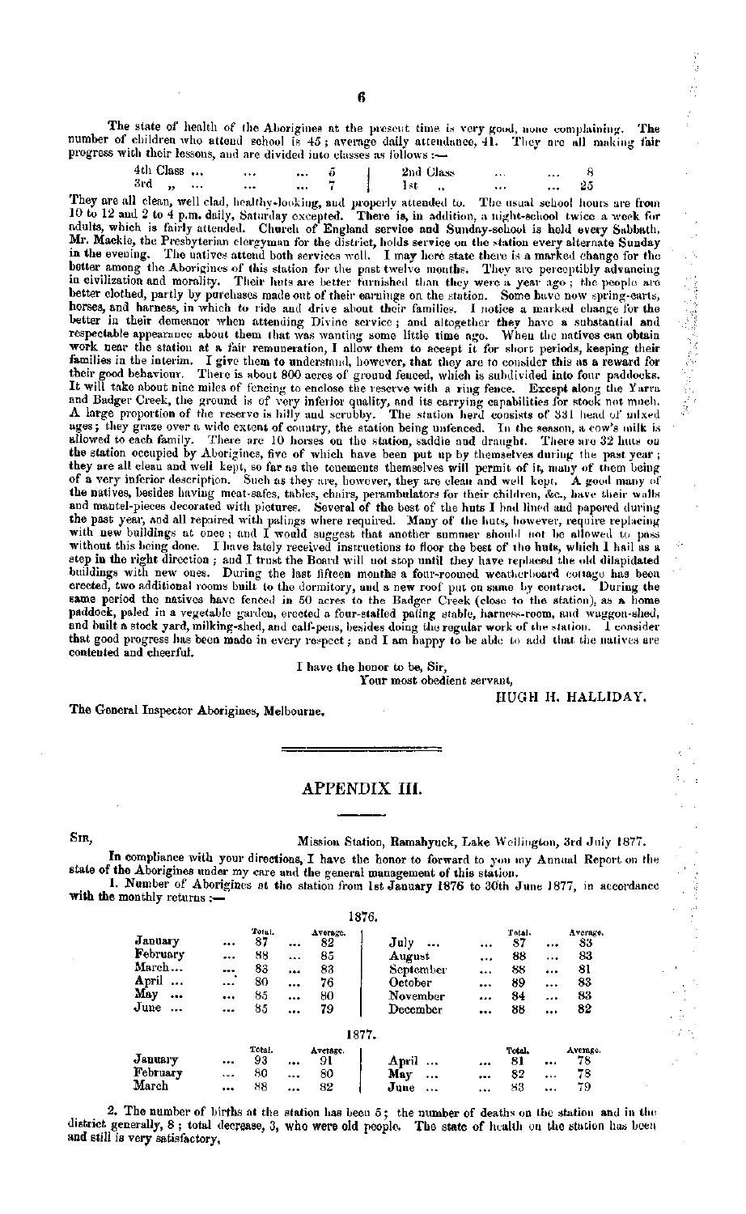The state of health of the Aborigines at the present time is very good, none complaining. The number of children who attend school is 45; average daily attendance, 41. They are all making fair progress with their lessons, and are divided into classes as follows:—

| | | | |
|---|---|---|---|
| 4th Class ... | 5 | 2nd Class ... | 8 |
| 3rd " ... | 7 | 1st " ... | 25 |

They are all clean, well clad, healthy-looking, and properly attended to. The usual school hours are from 10 to 12 and 2 to 4 p.m. daily, Saturday excepted. There is, in addition, a night-school twice a week for adults, which is fairly attended. Church of England service and Sunday-school is held every Sabbath. Mr. Mackie, the Presbyterian clergyman for the district, holds service on the station every alternate Sunday in the evening. The natives attend both services well. I may here state there is a marked change for the better among the Aborigines of this station for the past twelve months. They are perceptibly advancing in civilization and morality. Their huts are better furnished than they were a year ago; the people are better clothed, partly by purchases made out of their earnings on the station. Some have now spring-carts, horses, and harness, in which to ride and drive about their families. I notice a marked change for the better in their demeanor when attending Divine service; and altogether they have a substantial and respectable appearance about them that was wanting some little time ago. When the natives can obtain work near the station at a fair remuneration, I allow them to accept it for short periods, keeping their families in the interim. I give them to understand, however, that they are to consider this as a reward for their good behaviour. There is about 800 acres of ground fenced, which is subdivided into four paddocks. It will take about nine miles of fencing to enclose the reserve with a ring fence. Except along the Yarra and Badger Creek, the ground is of very inferior quality, and its carrying capabilities for stock not much. A large proportion of the reserve is hilly and scrubby. The station herd consists of 331 head of mixed ages; they graze over a wide extent of country, the station being unfenced. In the season, a cow's milk is allowed to each family. There are 10 horses on the station, saddle and draught. There are 32 huts on the station occupied by Aborigines, five of which have been put up by themselves during the past year; they are all clean and well kept, so far as the tenements themselves will permit of it, many of them being of a very inferior description. Such as they are, however, they are clean and well kept. A good many of the natives, besides having meat-safes, tables, chairs, perambulators for their children, &c., have their walls and mantel-pieces decorated with pictures. Several of the best of the huts I had lined and papered during the past year, and all repaired with palings where required. Many of the huts, however, require replacing with new buildings at once; and I would suggest that another summer should not be allowed to pass without this being done. I have lately received instructions to floor the best of the huts, which I hail as a step in the right direction; and I trust the Board will not stop until they have replaced the old dilapidated buildings with new ones. During the last fifteen months a four-roomed weatherboard cottage has been erected, two additional rooms built to the dormitory, and a new roof put on same by contract. During the same period the natives have fenced in 50 acres to the Badger Creek (close to the station), as a home paddock, paled in a vegetable garden, erected a four-stalled paling stable, harness-room, and waggon-shed, and built a stock yard, milking-shed, and calf-pens, besides doing the regular work of the station. I consider that good progress has been made in every respect; and I am happy to be able to add that the natives are contented and cheerful.

I have the honor to be, Sir,
Your most obedient servant,

HUGH H. HALLIDAY.

The General Inspector Aborigines, Melbourne.

## APPENDIX III.

SIR, Mission Station, Ramahyuck, Lake Wellington, 3rd July 1877.

In compliance with your directions, I have the honor to forward to you my Annual Report on the state of the Aborigines under my care and the general management of this station.

1. Number of Aborigines at the station from 1st January 1876 to 30th June 1877, in accordance with the monthly returns:—

1876.

| | Total. | Average. | | Total. | Average. |
|---|---|---|---|---|---|
| January ... | 87 | 82 | July ... | 87 | 83 |
| February ... | 88 | 85 | August ... | 88 | 83 |
| March ... | 83 | 83 | September ... | 88 | 81 |
| April ... | 80 | 76 | October ... | 89 | 83 |
| May ... | 85 | 80 | November ... | 84 | 83 |
| June ... | 85 | 79 | December ... | 88 | 82 |

1877.

| | Total. | Average. | | Total. | Average. |
|---|---|---|---|---|---|
| January ... | 93 | 91 | April ... | 81 | 78 |
| February ... | 80 | 80 | May ... | 82 | 78 |
| March ... | 88 | 82 | June ... | 83 | 79 |

2. The number of births at the station has been 5; the number of deaths on the station and in the district generally, 8; total decrease, 3, who were old people. The state of health on the station has been and still is very satisfactory.